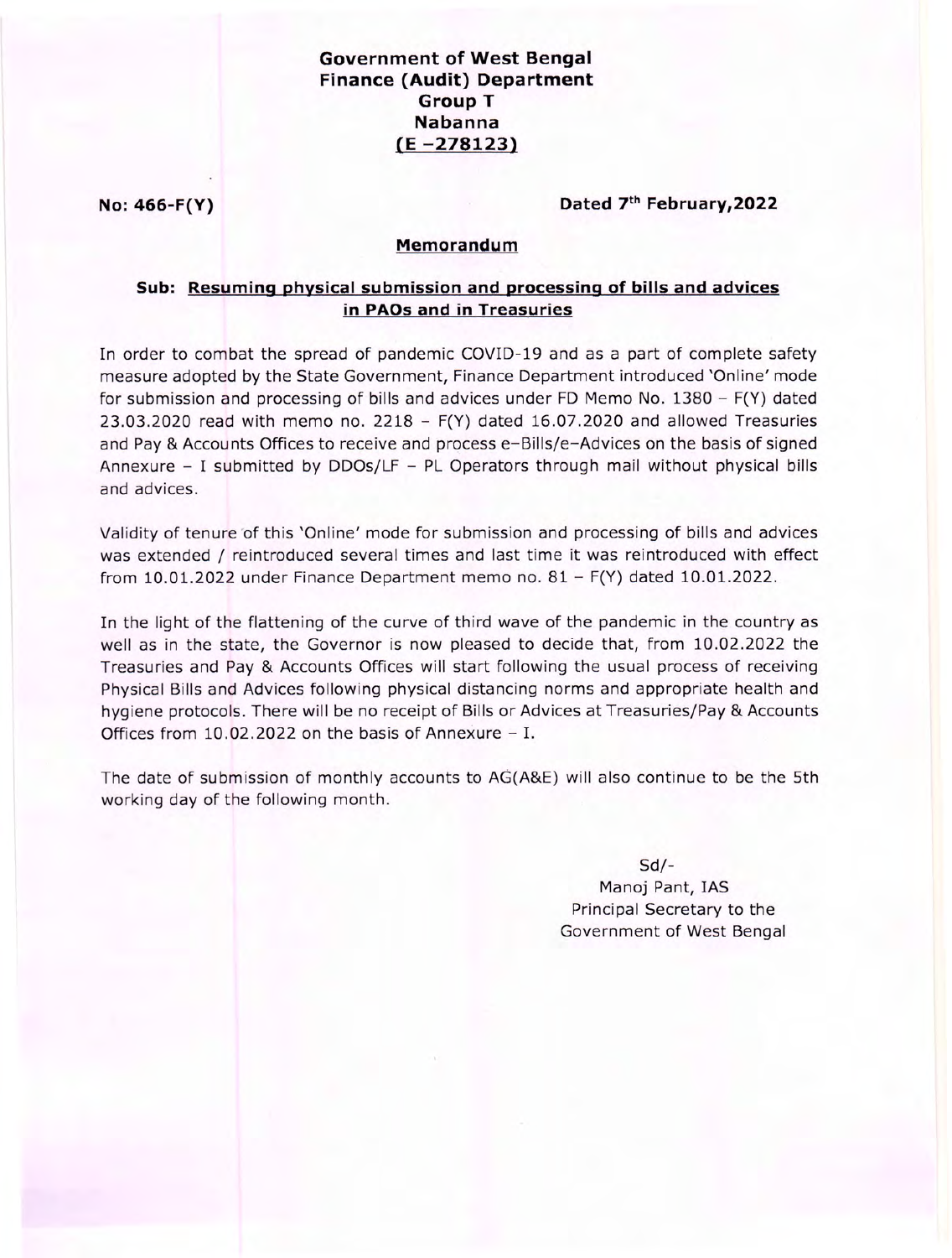**Government of West Bengal**
**Finance (Audit) Department**
**Group T**
**Nabanna**
**(E -278123)**

**No: 466-F(Y)** **Dated 7th February,2022**

**Memorandum**

**Sub: Resuming physical submission and processing of bills and advices in PAOs and in Treasuries**

In order to combat the spread of pandemic COVID-19 and as a part of complete safety measure adopted by the State Government, Finance Department introduced 'Online' mode for submission and processing of bills and advices under FD Memo No. 1380 – F(Y) dated 23.03.2020 read with memo no. 2218 – F(Y) dated 16.07.2020 and allowed Treasuries and Pay & Accounts Offices to receive and process e–Bills/e–Advices on the basis of signed Annexure – I submitted by DDOs/LF – PL Operators through mail without physical bills and advices.

Validity of tenure of this 'Online' mode for submission and processing of bills and advices was extended / reintroduced several times and last time it was reintroduced with effect from 10.01.2022 under Finance Department memo no. 81 – F(Y) dated 10.01.2022.

In the light of the flattening of the curve of third wave of the pandemic in the country as well as in the state, the Governor is now pleased to decide that, from 10.02.2022 the Treasuries and Pay & Accounts Offices will start following the usual process of receiving Physical Bills and Advices following physical distancing norms and appropriate health and hygiene protocols. There will be no receipt of Bills or Advices at Treasuries/Pay & Accounts Offices from 10.02.2022 on the basis of Annexure – I.

The date of submission of monthly accounts to AG(A&E) will also continue to be the 5th working day of the following month.

Sd/-
Manoj Pant, IAS
Principal Secretary to the
Government of West Bengal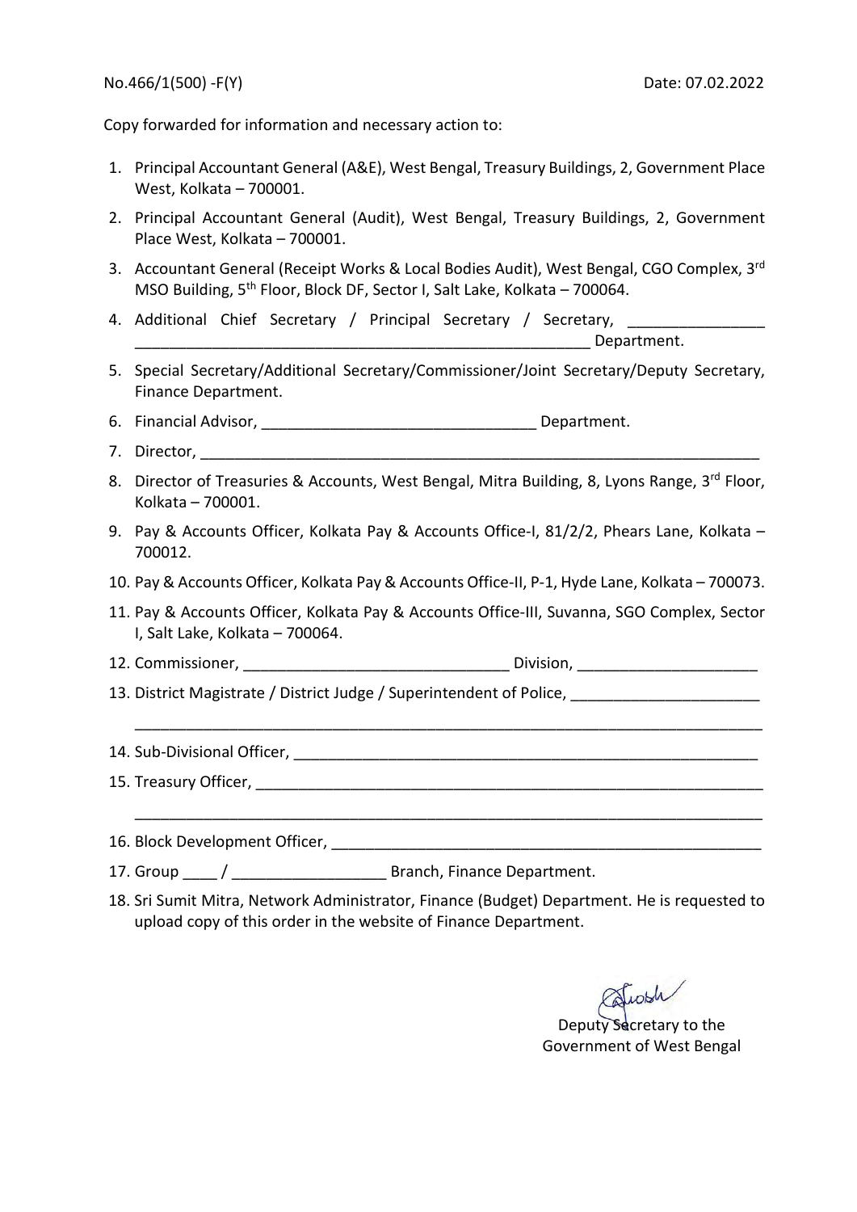No.466/1(500) -F(Y) Date: 07.02.2022

Copy forwarded for information and necessary action to:

1. Principal Accountant General (A&E), West Bengal, Treasury Buildings, 2, Government Place West, Kolkata – 700001.
2. Principal Accountant General (Audit), West Bengal, Treasury Buildings, 2, Government Place West, Kolkata – 700001.
3. Accountant General (Receipt Works & Local Bodies Audit), West Bengal, CGO Complex, 3rd MSO Building, 5th Floor, Block DF, Sector I, Salt Lake, Kolkata – 700064.
4. Additional Chief Secretary / Principal Secretary / Secretary, ________________ _______________________________________________________ Department.
5. Special Secretary/Additional Secretary/Commissioner/Joint Secretary/Deputy Secretary, Finance Department.
6. Financial Advisor, ________________________________ Department.
7. Director, ____________________________________________________________________
8. Director of Treasuries & Accounts, West Bengal, Mitra Building, 8, Lyons Range, 3rd Floor, Kolkata – 700001.
9. Pay & Accounts Officer, Kolkata Pay & Accounts Office-I, 81/2/2, Phears Lane, Kolkata – 700012.
10. Pay & Accounts Officer, Kolkata Pay & Accounts Office-II, P-1, Hyde Lane, Kolkata – 700073.
11. Pay & Accounts Officer, Kolkata Pay & Accounts Office-III, Suvanna, SGO Complex, Sector I, Salt Lake, Kolkata – 700064.
12. Commissioner, _______________________________ Division, _____________________
13. District Magistrate / District Judge / Superintendent of Police, ______________________ ___________________________________________________________________________
14. Sub-Divisional Officer, ________________________________________________________
15. Treasury Officer, ______________________________________________________________ ___________________________________________________________________________
16. Block Development Officer, ____________________________________________________
17. Group ____ / __________________ Branch, Finance Department.
18. Sri Sumit Mitra, Network Administrator, Finance (Budget) Department. He is requested to upload copy of this order in the website of Finance Department.

Deputy Secretary to the
Government of West Bengal